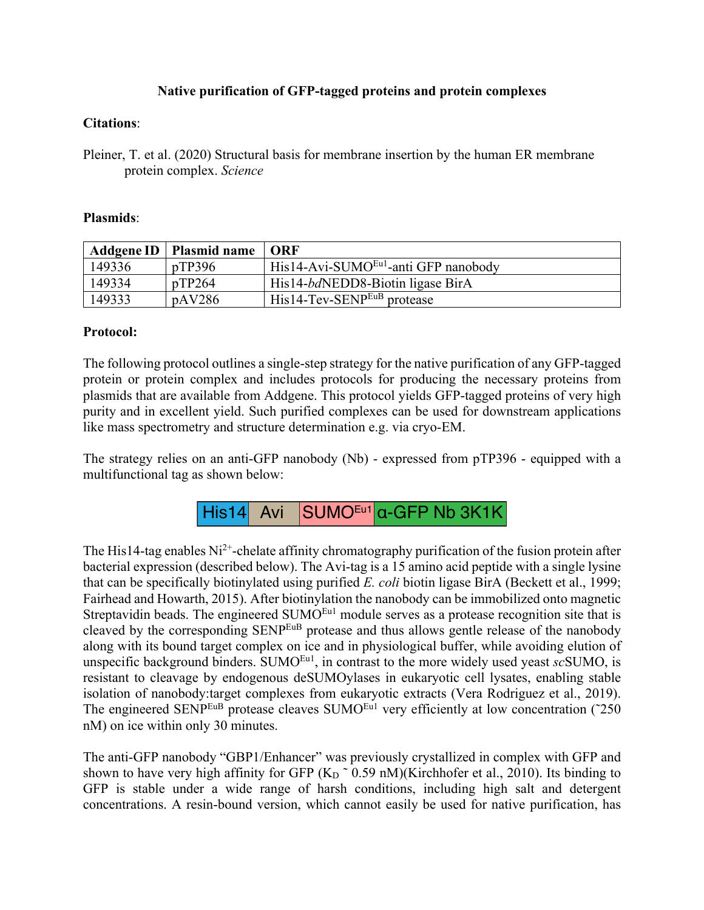# Native purification of GFP-tagged proteins and protein complexes

**Citations**:

Pleiner, T. et al. (2020) Structural basis for membrane insertion by the human ER membrane protein complex. *Science*

**Plasmids**:

| Addgene ID | Plasmid name | ORF |
|---|---|---|
| 149336 | pTP396 | His14-Avi-SUMO$^{Eu1}$-anti GFP nanobody |
| 149334 | pTP264 | His14-*bd*NEDD8-Biotin ligase BirA |
| 149333 | pAV286 | His14-Tev-SENP$^{EuB}$ protease |

**Protocol:**

The following protocol outlines a single-step strategy for the native purification of any GFP-tagged protein or protein complex and includes protocols for producing the necessary proteins from plasmids that are available from Addgene. This protocol yields GFP-tagged proteins of very high purity and in excellent yield. Such purified complexes can be used for downstream applications like mass spectrometry and structure determination e.g. via cryo-EM.

The strategy relies on an anti-GFP nanobody (Nb) - expressed from pTP396 - equipped with a multifunctional tag as shown below:

| His14 | Avi | SUMO$^{Eu1}$ | α-GFP Nb 3K1K |
|---|---|---|---|

The His14-tag enables $Ni^{2+}$-chelate affinity chromatography purification of the fusion protein after bacterial expression (described below). The Avi-tag is a 15 amino acid peptide with a single lysine that can be specifically biotinylated using purified *E. coli* biotin ligase BirA (Beckett et al., 1999; Fairhead and Howarth, 2015). After biotinylation the nanobody can be immobilized onto magnetic Streptavidin beads. The engineered SUMO$^{Eu1}$ module serves as a protease recognition site that is cleaved by the corresponding SENP$^{EuB}$ protease and thus allows gentle release of the nanobody along with its bound target complex on ice and in physiological buffer, while avoiding elution of unspecific background binders. SUMO$^{Eu1}$, in contrast to the more widely used yeast *sc*SUMO, is resistant to cleavage by endogenous deSUMOylases in eukaryotic cell lysates, enabling stable isolation of nanobody:target complexes from eukaryotic extracts (Vera Rodriguez et al., 2019). The engineered SENP$^{EuB}$ protease cleaves SUMO$^{Eu1}$ very efficiently at low concentration (~250 nM) on ice within only 30 minutes.

The anti-GFP nanobody "GBP1/Enhancer" was previously crystallized in complex with GFP and shown to have very high affinity for GFP ($K_D$ ~ 0.59 nM)(Kirchhofer et al., 2010). Its binding to GFP is stable under a wide range of harsh conditions, including high salt and detergent concentrations. A resin-bound version, which cannot easily be used for native purification, has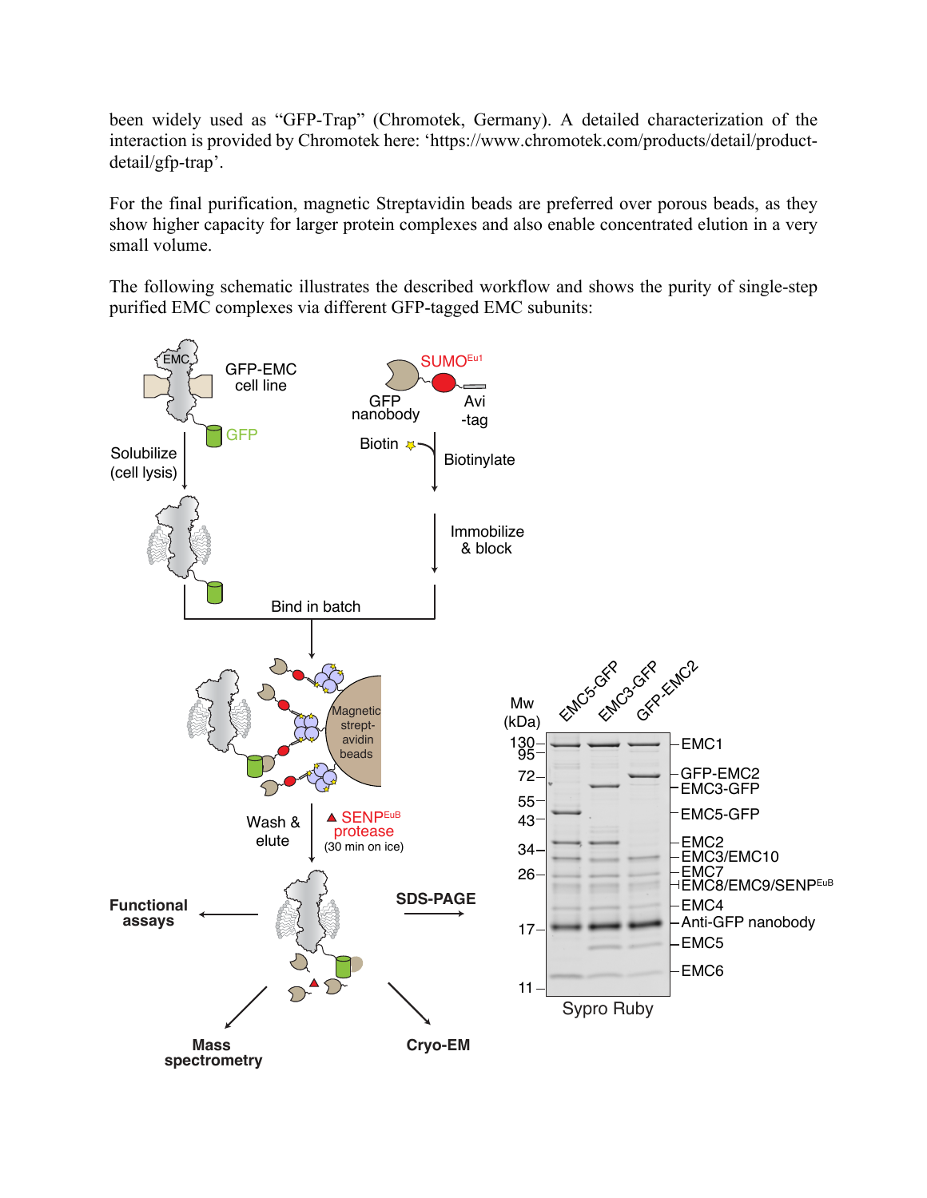been widely used as "GFP-Trap" (Chromotek, Germany). A detailed characterization of the interaction is provided by Chromotek here: 'https://www.chromotek.com/products/detail/product-detail/gfp-trap'.

For the final purification, magnetic Streptavidin beads are preferred over porous beads, as they show higher capacity for larger protein complexes and also enable concentrated elution in a very small volume.

The following schematic illustrates the described workflow and shows the purity of single-step purified EMC complexes via different GFP-tagged EMC subunits:

EMC

GFP-EMC cell line

GFP

Solubilize (cell lysis)

SUMO[Eu1]

GFP nanobody

Avi -tag

Biotin

Biotinylate

Immobilize & block

Bind in batch

Magnetic strept-avidin beads

Wash & elute

SENP[EuB] protease (30 min on ice)

Functional assays

SDS-PAGE

Mass spectrometry

Cryo-EM

Mw (kDa)

EMC5-GFP | EMC3-GFP | GFP-EMC2

130, 95, 72, 55, 43, 34, 26, 17, 11

EMC1
GFP-EMC2
EMC3-GFP
EMC5-GFP
EMC2
EMC3/EMC10
EMC7
EMC8/EMC9/SENP[EuB]
EMC4
Anti-GFP nanobody
EMC5
EMC6

Sypro Ruby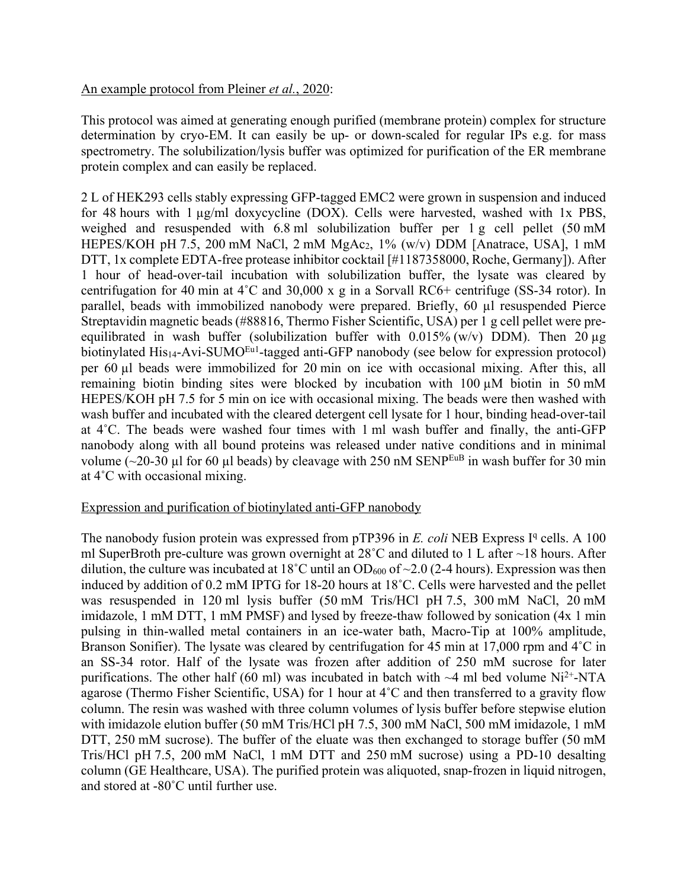An example protocol from Pleiner *et al.*, 2020:

This protocol was aimed at generating enough purified (membrane protein) complex for structure determination by cryo-EM. It can easily be up- or down-scaled for regular IPs e.g. for mass spectrometry. The solubilization/lysis buffer was optimized for purification of the ER membrane protein complex and can easily be replaced.

2 L of HEK293 cells stably expressing GFP-tagged EMC2 were grown in suspension and induced for 48 hours with 1 µg/ml doxycycline (DOX). Cells were harvested, washed with 1x PBS, weighed and resuspended with 6.8 ml solubilization buffer per 1 g cell pellet (50 mM HEPES/KOH pH 7.5, 200 mM NaCl, 2 mM $MgAc_2$, 1% (w/v) DDM [Anatrace, USA], 1 mM DTT, 1x complete EDTA-free protease inhibitor cocktail [#1187358000, Roche, Germany]). After 1 hour of head-over-tail incubation with solubilization buffer, the lysate was cleared by centrifugation for 40 min at 4˚C and 30,000 x g in a Sorvall RC6+ centrifuge (SS-34 rotor). In parallel, beads with immobilized nanobody were prepared. Briefly, 60 µl resuspended Pierce Streptavidin magnetic beads (#88816, Thermo Fisher Scientific, USA) per 1 g cell pellet were pre-equilibrated in wash buffer (solubilization buffer with 0.015% (w/v) DDM). Then 20 µg biotinylated $His_{14}$-Avi-$SUMO^{Eu1}$-tagged anti-GFP nanobody (see below for expression protocol) per 60 µl beads were immobilized for 20 min on ice with occasional mixing. After this, all remaining biotin binding sites were blocked by incubation with 100 µM biotin in 50 mM HEPES/KOH pH 7.5 for 5 min on ice with occasional mixing. The beads were then washed with wash buffer and incubated with the cleared detergent cell lysate for 1 hour, binding head-over-tail at 4˚C. The beads were washed four times with 1 ml wash buffer and finally, the anti-GFP nanobody along with all bound proteins was released under native conditions and in minimal volume (~20-30 µl for 60 µl beads) by cleavage with 250 nM $SENP^{EuB}$ in wash buffer for 30 min at 4˚C with occasional mixing.

Expression and purification of biotinylated anti-GFP nanobody

The nanobody fusion protein was expressed from pTP396 in *E. coli* NEB Express $I^q$ cells. A 100 ml SuperBroth pre-culture was grown overnight at 28˚C and diluted to 1 L after ~18 hours. After dilution, the culture was incubated at 18˚C until an $OD_{600}$ of ~2.0 (2-4 hours). Expression was then induced by addition of 0.2 mM IPTG for 18-20 hours at 18˚C. Cells were harvested and the pellet was resuspended in 120 ml lysis buffer (50 mM Tris/HCl pH 7.5, 300 mM NaCl, 20 mM imidazole, 1 mM DTT, 1 mM PMSF) and lysed by freeze-thaw followed by sonication (4x 1 min pulsing in thin-walled metal containers in an ice-water bath, Macro-Tip at 100% amplitude, Branson Sonifier). The lysate was cleared by centrifugation for 45 min at 17,000 rpm and 4˚C in an SS-34 rotor. Half of the lysate was frozen after addition of 250 mM sucrose for later purifications. The other half (60 ml) was incubated in batch with ~4 ml bed volume $Ni^{2+}$-NTA agarose (Thermo Fisher Scientific, USA) for 1 hour at 4˚C and then transferred to a gravity flow column. The resin was washed with three column volumes of lysis buffer before stepwise elution with imidazole elution buffer (50 mM Tris/HCl pH 7.5, 300 mM NaCl, 500 mM imidazole, 1 mM DTT, 250 mM sucrose). The buffer of the eluate was then exchanged to storage buffer (50 mM Tris/HCl pH 7.5, 200 mM NaCl, 1 mM DTT and 250 mM sucrose) using a PD-10 desalting column (GE Healthcare, USA). The purified protein was aliquoted, snap-frozen in liquid nitrogen, and stored at -80˚C until further use.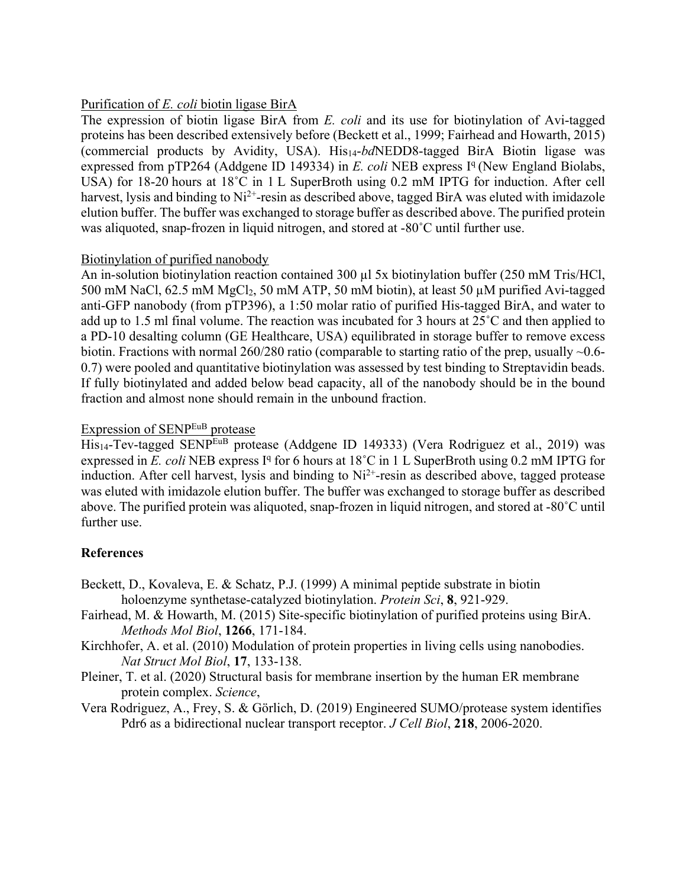Purification of *E. coli* biotin ligase BirA

The expression of biotin ligase BirA from *E. coli* and its use for biotinylation of Avi-tagged proteins has been described extensively before (Beckett et al., 1999; Fairhead and Howarth, 2015) (commercial products by Avidity, USA). $His_{14}$-*bd*NEDD8-tagged BirA Biotin ligase was expressed from pTP264 (Addgene ID 149334) in *E. coli* NEB express $I^q$ (New England Biolabs, USA) for 18-20 hours at 18˚C in 1 L SuperBroth using 0.2 mM IPTG for induction. After cell harvest, lysis and binding to $Ni^{2+}$-resin as described above, tagged BirA was eluted with imidazole elution buffer. The buffer was exchanged to storage buffer as described above. The purified protein was aliquoted, snap-frozen in liquid nitrogen, and stored at -80˚C until further use.

Biotinylation of purified nanobody

An in-solution biotinylation reaction contained 300 µl 5x biotinylation buffer (250 mM Tris/HCl, 500 mM NaCl, 62.5 mM $MgCl_2$, 50 mM ATP, 50 mM biotin), at least 50 µM purified Avi-tagged anti-GFP nanobody (from pTP396), a 1:50 molar ratio of purified His-tagged BirA, and water to add up to 1.5 ml final volume. The reaction was incubated for 3 hours at 25˚C and then applied to a PD-10 desalting column (GE Healthcare, USA) equilibrated in storage buffer to remove excess biotin. Fractions with normal 260/280 ratio (comparable to starting ratio of the prep, usually ~0.6-0.7) were pooled and quantitative biotinylation was assessed by test binding to Streptavidin beads. If fully biotinylated and added below bead capacity, all of the nanobody should be in the bound fraction and almost none should remain in the unbound fraction.

Expression of $SENP^{EuB}$ protease

$His_{14}$-Tev-tagged $SENP^{EuB}$ protease (Addgene ID 149333) (Vera Rodriguez et al., 2019) was expressed in *E. coli* NEB express $I^q$ for 6 hours at 18˚C in 1 L SuperBroth using 0.2 mM IPTG for induction. After cell harvest, lysis and binding to $Ni^{2+}$-resin as described above, tagged protease was eluted with imidazole elution buffer. The buffer was exchanged to storage buffer as described above. The purified protein was aliquoted, snap-frozen in liquid nitrogen, and stored at -80˚C until further use.

## References

Beckett, D., Kovaleva, E. & Schatz, P.J. (1999) A minimal peptide substrate in biotin holoenzyme synthetase-catalyzed biotinylation. *Protein Sci*, **8**, 921-929.

Fairhead, M. & Howarth, M. (2015) Site-specific biotinylation of purified proteins using BirA. *Methods Mol Biol*, **1266**, 171-184.

Kirchhofer, A. et al. (2010) Modulation of protein properties in living cells using nanobodies. *Nat Struct Mol Biol*, **17**, 133-138.

Pleiner, T. et al. (2020) Structural basis for membrane insertion by the human ER membrane protein complex. *Science*,

Vera Rodriguez, A., Frey, S. & Görlich, D. (2019) Engineered SUMO/protease system identifies Pdr6 as a bidirectional nuclear transport receptor. *J Cell Biol*, **218**, 2006-2020.